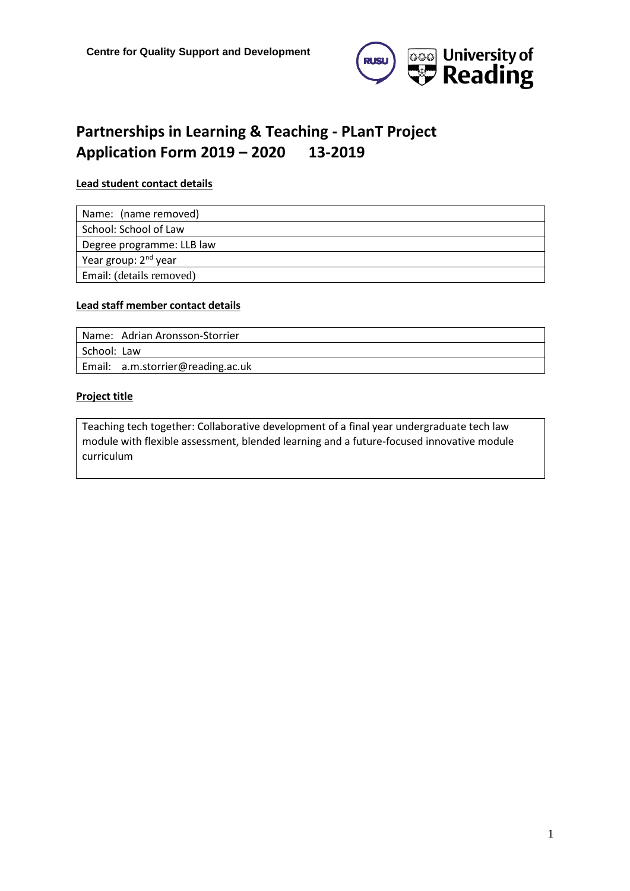Centre for Quality Support and Development

# Partnerships in Learning & Teaching - PLanT Project Application Form 2019 – 2020      13-2019

**Lead student contact details**

| Name: (name removed) |
|---|
| School: School of Law |
| Degree programme: LLB law |
| Year group: 2nd year |
| Email: (details removed) |

**Lead staff member contact details**

| Name: Adrian Aronsson-Storrier |
|---|
| School: Law |
| Email: a.m.storrier@reading.ac.uk |

**Project title**

| Teaching tech together: Collaborative development of a final year undergraduate tech law module with flexible assessment, blended learning and a future-focused innovative module curriculum |
|---|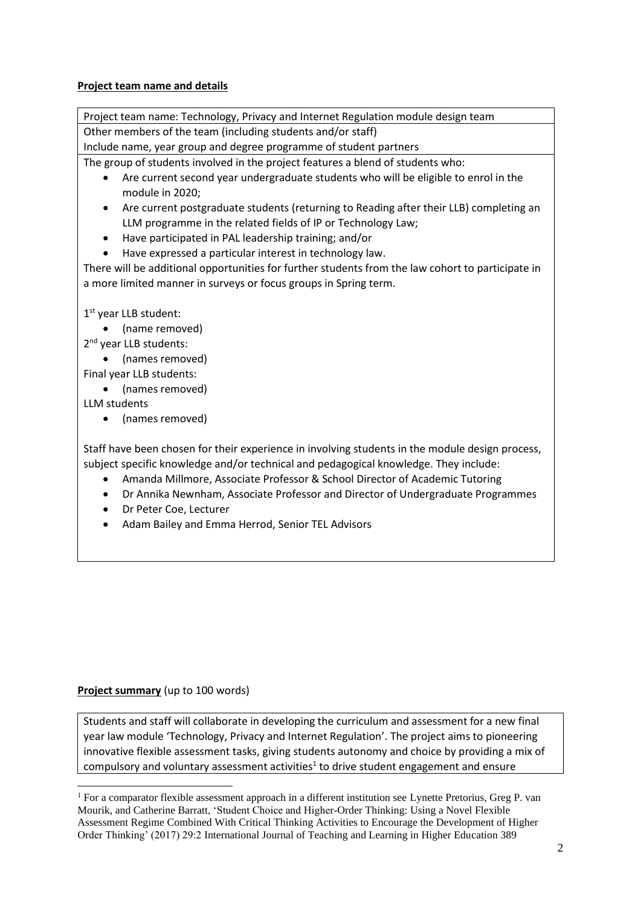**Project team name and details**

Project team name: Technology, Privacy and Internet Regulation module design team

Other members of the team (including students and/or staff)

Include name, year group and degree programme of student partners

The group of students involved in the project features a blend of students who:

- Are current second year undergraduate students who will be eligible to enrol in the module in 2020;
- Are current postgraduate students (returning to Reading after their LLB) completing an LLM programme in the related fields of IP or Technology Law;
- Have participated in PAL leadership training; and/or
- Have expressed a particular interest in technology law.

There will be additional opportunities for further students from the law cohort to participate in a more limited manner in surveys or focus groups in Spring term.

1st year LLB student:

- (name removed)

2nd year LLB students:

- (names removed)

Final year LLB students:

- (names removed)

LLM students

- (names removed)

Staff have been chosen for their experience in involving students in the module design process, subject specific knowledge and/or technical and pedagogical knowledge. They include:

- Amanda Millmore, Associate Professor & School Director of Academic Tutoring
- Dr Annika Newnham, Associate Professor and Director of Undergraduate Programmes
- Dr Peter Coe, Lecturer
- Adam Bailey and Emma Herrod, Senior TEL Advisors

**Project summary** (up to 100 words)

Students and staff will collaborate in developing the curriculum and assessment for a new final year law module 'Technology, Privacy and Internet Regulation'. The project aims to pioneering innovative flexible assessment tasks, giving students autonomy and choice by providing a mix of compulsory and voluntary assessment activities[1] to drive student engagement and ensure

[1] For a comparator flexible assessment approach in a different institution see Lynette Pretorius, Greg P. van Mourik, and Catherine Barratt, 'Student Choice and Higher-Order Thinking: Using a Novel Flexible Assessment Regime Combined With Critical Thinking Activities to Encourage the Development of Higher Order Thinking' (2017) 29:2 International Journal of Teaching and Learning in Higher Education 389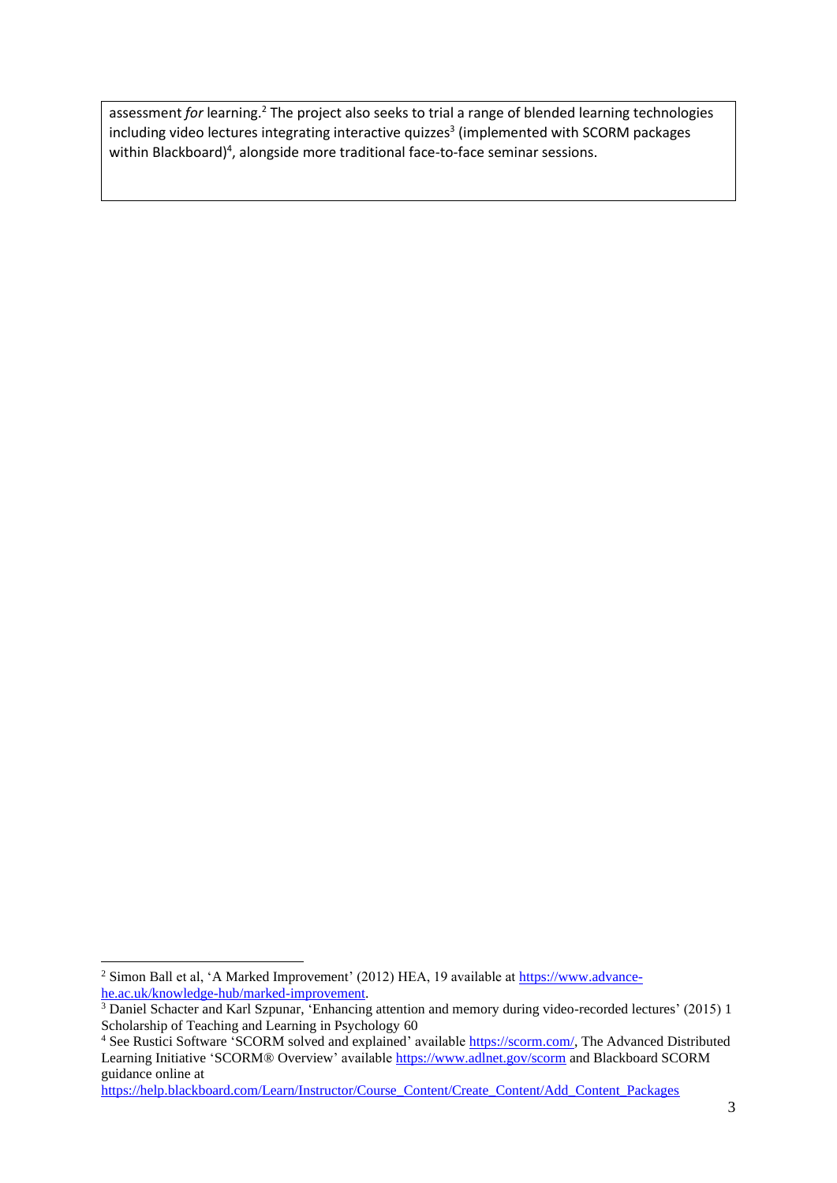assessment *for* learning.[2] The project also seeks to trial a range of blended learning technologies including video lectures integrating interactive quizzes[3] (implemented with SCORM packages within Blackboard)[4], alongside more traditional face-to-face seminar sessions.

---

[2] Simon Ball et al, 'A Marked Improvement' (2012) HEA, 19 available at https://www.advance-he.ac.uk/knowledge-hub/marked-improvement.

[3] Daniel Schacter and Karl Szpunar, 'Enhancing attention and memory during video-recorded lectures' (2015) 1 Scholarship of Teaching and Learning in Psychology 60

[4] See Rustici Software 'SCORM solved and explained' available https://scorm.com/, The Advanced Distributed Learning Initiative 'SCORM® Overview' available https://www.adlnet.gov/scorm and Blackboard SCORM guidance online at https://help.blackboard.com/Learn/Instructor/Course_Content/Create_Content/Add_Content_Packages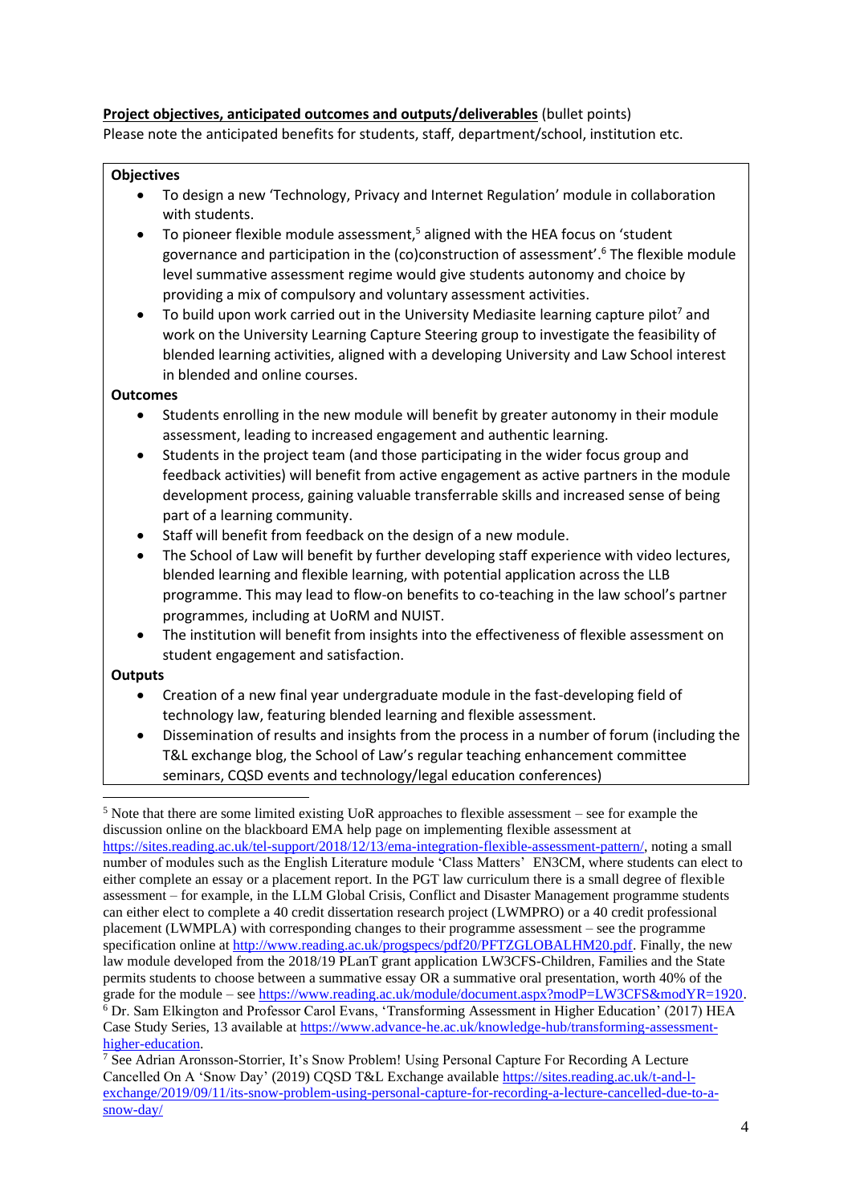**<u>Project objectives, anticipated outcomes and outputs/deliverables</u>** (bullet points)
Please note the anticipated benefits for students, staff, department/school, institution etc.

**Objectives**

- To design a new 'Technology, Privacy and Internet Regulation' module in collaboration with students.
- To pioneer flexible module assessment,[5] aligned with the HEA focus on 'student governance and participation in the (co)construction of assessment'.[6] The flexible module level summative assessment regime would give students autonomy and choice by providing a mix of compulsory and voluntary assessment activities.
- To build upon work carried out in the University Mediasite learning capture pilot[7] and work on the University Learning Capture Steering group to investigate the feasibility of blended learning activities, aligned with a developing University and Law School interest in blended and online courses.

**Outcomes**

- Students enrolling in the new module will benefit by greater autonomy in their module assessment, leading to increased engagement and authentic learning.
- Students in the project team (and those participating in the wider focus group and feedback activities) will benefit from active engagement as active partners in the module development process, gaining valuable transferrable skills and increased sense of being part of a learning community.
- Staff will benefit from feedback on the design of a new module.
- The School of Law will benefit by further developing staff experience with video lectures, blended learning and flexible learning, with potential application across the LLB programme. This may lead to flow-on benefits to co-teaching in the law school's partner programmes, including at UoRM and NUIST.
- The institution will benefit from insights into the effectiveness of flexible assessment on student engagement and satisfaction.

**Outputs**

- Creation of a new final year undergraduate module in the fast-developing field of technology law, featuring blended learning and flexible assessment.
- Dissemination of results and insights from the process in a number of forum (including the T&L exchange blog, the School of Law's regular teaching enhancement committee seminars, CQSD events and technology/legal education conferences)

---

[5] Note that there are some limited existing UoR approaches to flexible assessment – see for example the discussion online on the blackboard EMA help page on implementing flexible assessment at https://sites.reading.ac.uk/tel-support/2018/12/13/ema-integration-flexible-assessment-pattern/, noting a small number of modules such as the English Literature module 'Class Matters' EN3CM, where students can elect to either complete an essay or a placement report. In the PGT law curriculum there is a small degree of flexible assessment – for example, in the LLM Global Crisis, Conflict and Disaster Management programme students can either elect to complete a 40 credit dissertation research project (LWMPRO) or a 40 credit professional placement (LWMPLA) with corresponding changes to their programme assessment – see the programme specification online at http://www.reading.ac.uk/progspecs/pdf20/PFTZGLOBALHM20.pdf. Finally, the new law module developed from the 2018/19 PLanT grant application LW3CFS-Children, Families and the State permits students to choose between a summative essay OR a summative oral presentation, worth 40% of the grade for the module – see https://www.reading.ac.uk/module/document.aspx?modP=LW3CFS&modYR=1920.

[6] Dr. Sam Elkington and Professor Carol Evans, 'Transforming Assessment in Higher Education' (2017) HEA Case Study Series, 13 available at https://www.advance-he.ac.uk/knowledge-hub/transforming-assessment-higher-education.

[7] See Adrian Aronsson-Storrier, It's Snow Problem! Using Personal Capture For Recording A Lecture Cancelled On A 'Snow Day' (2019) CQSD T&L Exchange available https://sites.reading.ac.uk/t-and-l-exchange/2019/09/11/its-snow-problem-using-personal-capture-for-recording-a-lecture-cancelled-due-to-a-snow-day/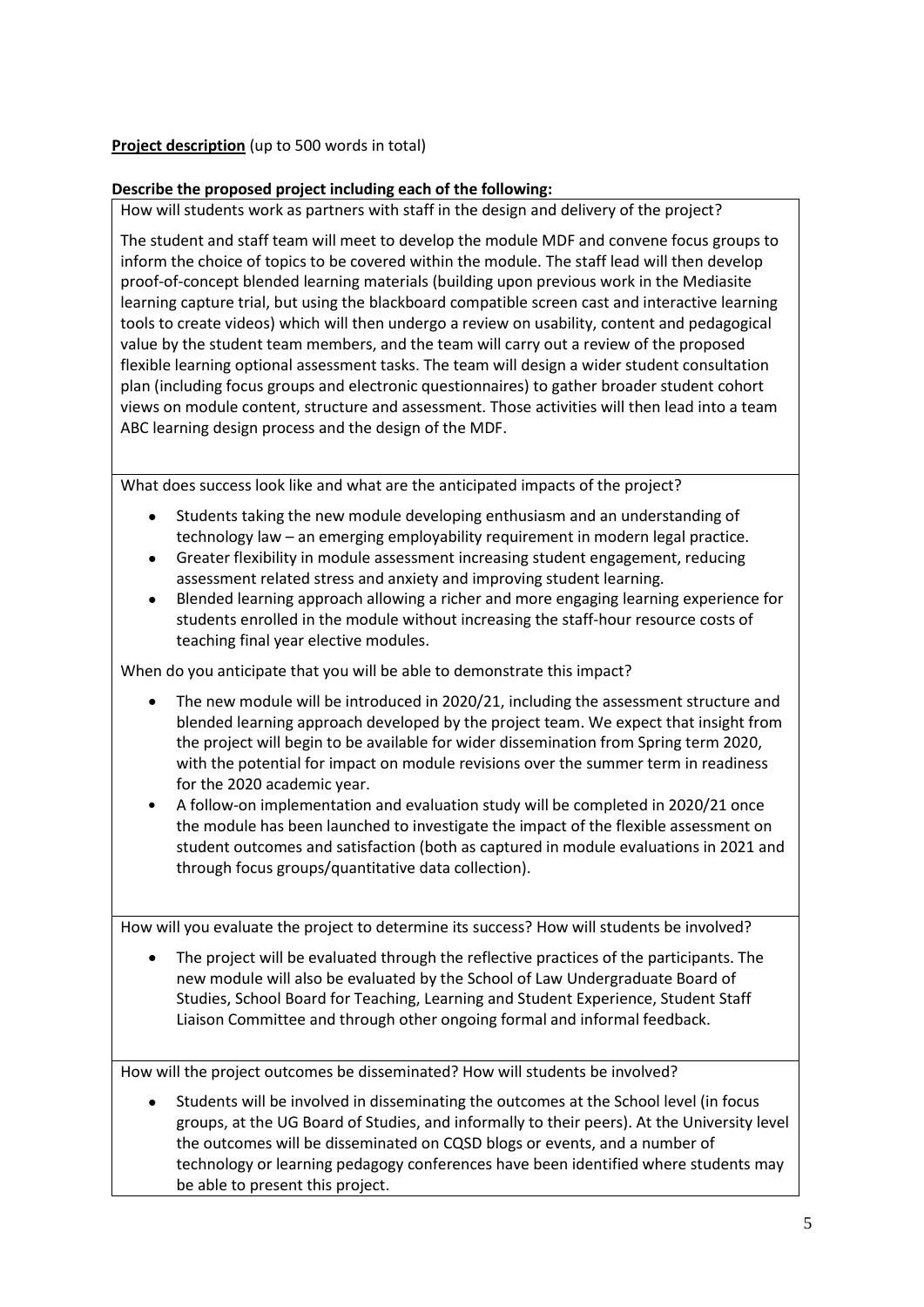**Project description** (up to 500 words in total)

**Describe the proposed project including each of the following:**

How will students work as partners with staff in the design and delivery of the project?

The student and staff team will meet to develop the module MDF and convene focus groups to inform the choice of topics to be covered within the module. The staff lead will then develop proof-of-concept blended learning materials (building upon previous work in the Mediasite learning capture trial, but using the blackboard compatible screen cast and interactive learning tools to create videos) which will then undergo a review on usability, content and pedagogical value by the student team members, and the team will carry out a review of the proposed flexible learning optional assessment tasks. The team will design a wider student consultation plan (including focus groups and electronic questionnaires) to gather broader student cohort views on module content, structure and assessment. Those activities will then lead into a team ABC learning design process and the design of the MDF.

What does success look like and what are the anticipated impacts of the project?

- Students taking the new module developing enthusiasm and an understanding of technology law – an emerging employability requirement in modern legal practice.
- Greater flexibility in module assessment increasing student engagement, reducing assessment related stress and anxiety and improving student learning.
- Blended learning approach allowing a richer and more engaging learning experience for students enrolled in the module without increasing the staff-hour resource costs of teaching final year elective modules.

When do you anticipate that you will be able to demonstrate this impact?

- The new module will be introduced in 2020/21, including the assessment structure and blended learning approach developed by the project team. We expect that insight from the project will begin to be available for wider dissemination from Spring term 2020, with the potential for impact on module revisions over the summer term in readiness for the 2020 academic year.
- A follow-on implementation and evaluation study will be completed in 2020/21 once the module has been launched to investigate the impact of the flexible assessment on student outcomes and satisfaction (both as captured in module evaluations in 2021 and through focus groups/quantitative data collection).

How will you evaluate the project to determine its success? How will students be involved?

- The project will be evaluated through the reflective practices of the participants. The new module will also be evaluated by the School of Law Undergraduate Board of Studies, School Board for Teaching, Learning and Student Experience, Student Staff Liaison Committee and through other ongoing formal and informal feedback.

How will the project outcomes be disseminated? How will students be involved?

- Students will be involved in disseminating the outcomes at the School level (in focus groups, at the UG Board of Studies, and informally to their peers). At the University level the outcomes will be disseminated on CQSD blogs or events, and a number of technology or learning pedagogy conferences have been identified where students may be able to present this project.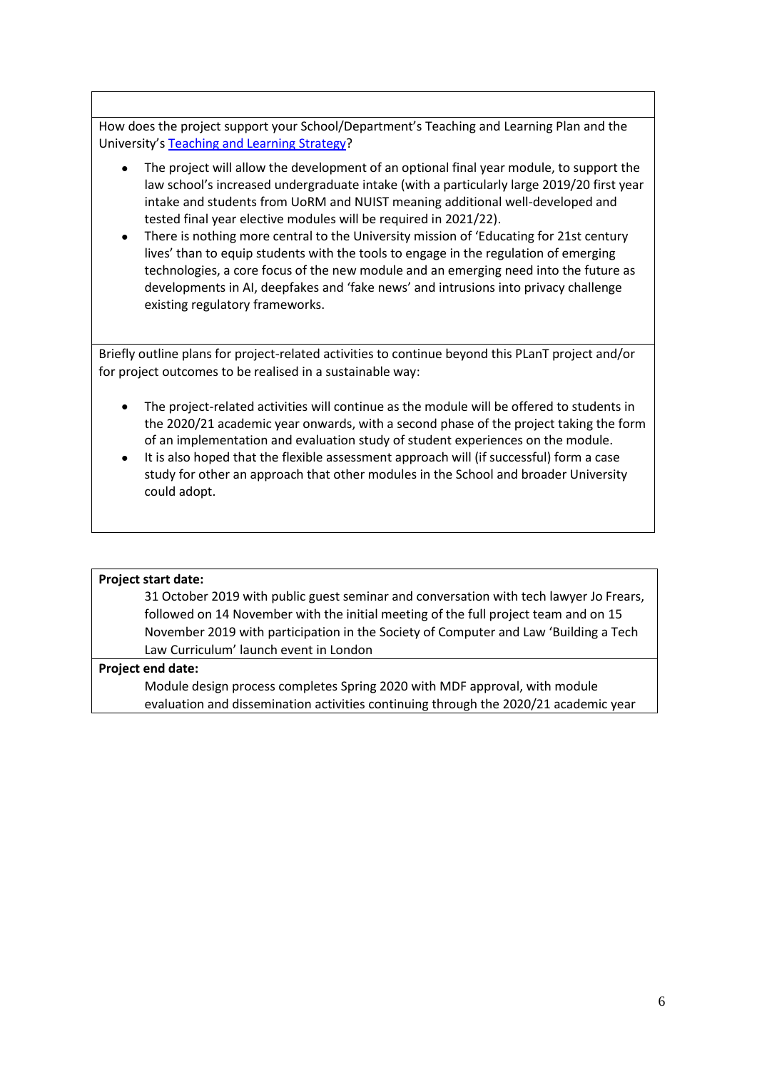How does the project support your School/Department's Teaching and Learning Plan and the University's [Teaching and Learning Strategy]?

- The project will allow the development of an optional final year module, to support the law school's increased undergraduate intake (with a particularly large 2019/20 first year intake and students from UoRM and NUIST meaning additional well-developed and tested final year elective modules will be required in 2021/22).
- There is nothing more central to the University mission of 'Educating for 21st century lives' than to equip students with the tools to engage in the regulation of emerging technologies, a core focus of the new module and an emerging need into the future as developments in AI, deepfakes and 'fake news' and intrusions into privacy challenge existing regulatory frameworks.

Briefly outline plans for project-related activities to continue beyond this PLanT project and/or for project outcomes to be realised in a sustainable way:

- The project-related activities will continue as the module will be offered to students in the 2020/21 academic year onwards, with a second phase of the project taking the form of an implementation and evaluation study of student experiences on the module.
- It is also hoped that the flexible assessment approach will (if successful) form a case study for other an approach that other modules in the School and broader University could adopt.

**Project start date:**

31 October 2019 with public guest seminar and conversation with tech lawyer Jo Frears, followed on 14 November with the initial meeting of the full project team and on 15 November 2019 with participation in the Society of Computer and Law 'Building a Tech Law Curriculum' launch event in London

**Project end date:**

Module design process completes Spring 2020 with MDF approval, with module evaluation and dissemination activities continuing through the 2020/21 academic year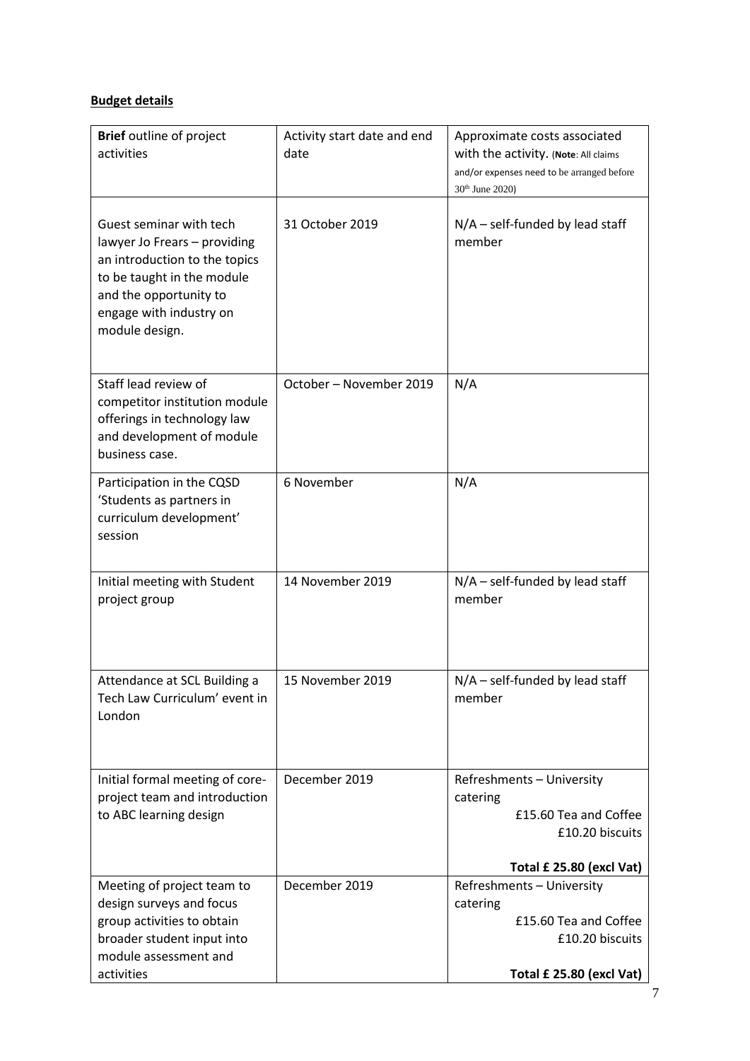**Budget details**

| **Brief** outline of project activities | Activity start date and end date | Approximate costs associated with the activity. (**Note**: All claims and/or expenses need to be arranged before 30th June 2020) |
|---|---|---|
| Guest seminar with tech lawyer Jo Frears – providing an introduction to the topics to be taught in the module and the opportunity to engage with industry on module design. | 31 October 2019 | N/A – self-funded by lead staff member |
| Staff lead review of competitor institution module offerings in technology law and development of module business case. | October – November 2019 | N/A |
| Participation in the CQSD 'Students as partners in curriculum development' session | 6 November | N/A |
| Initial meeting with Student project group | 14 November 2019 | N/A – self-funded by lead staff member |
| Attendance at SCL Building a Tech Law Curriculum' event in London | 15 November 2019 | N/A – self-funded by lead staff member |
| Initial formal meeting of core-project team and introduction to ABC learning design | December 2019 | Refreshments – University catering<br>£15.60 Tea and Coffee<br>£10.20 biscuits<br>**Total £ 25.80 (excl Vat)** |
| Meeting of project team to design surveys and focus group activities to obtain broader student input into module assessment and activities | December 2019 | Refreshments – University catering<br>£15.60 Tea and Coffee<br>£10.20 biscuits<br>**Total £ 25.80 (excl Vat)** |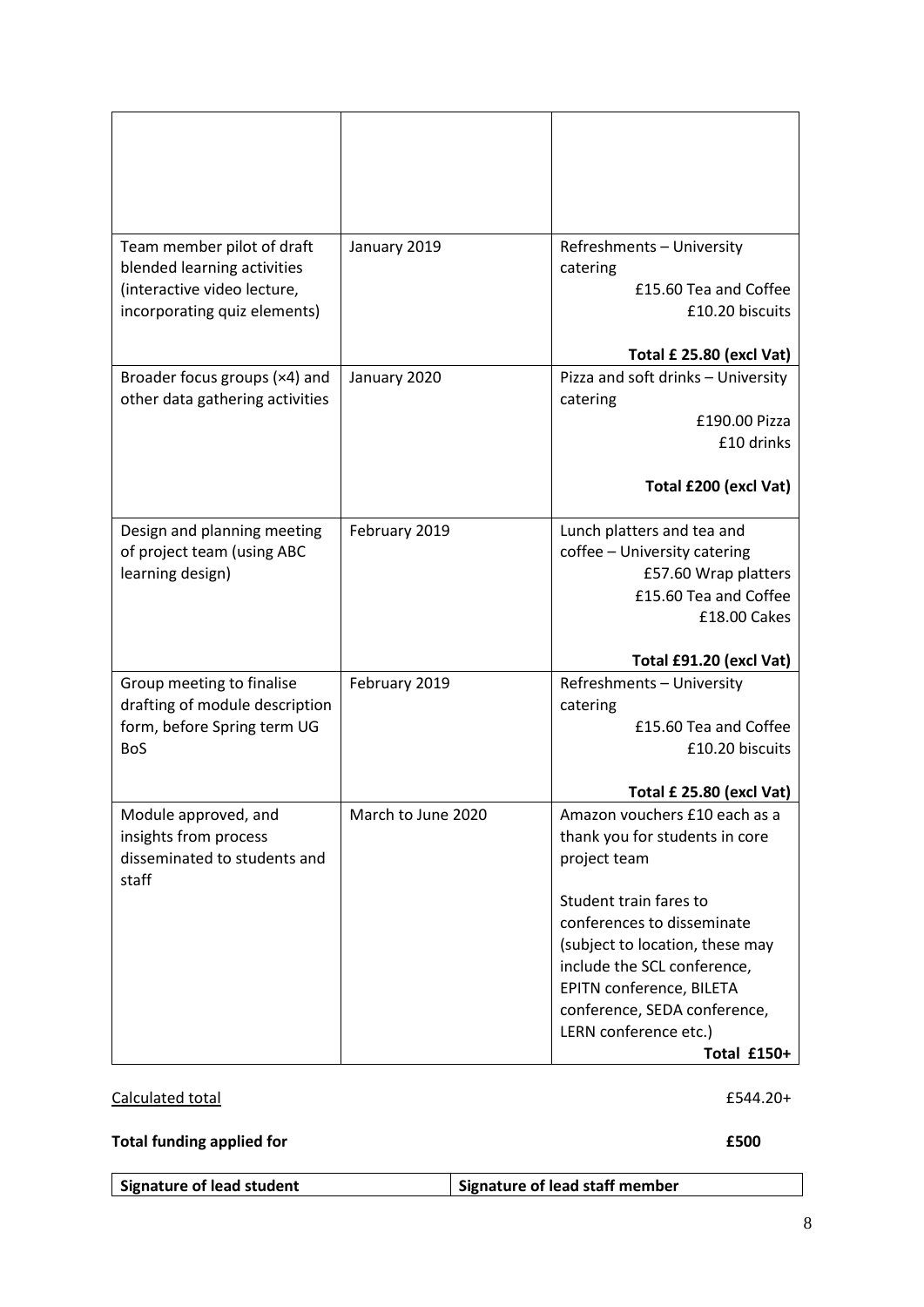| | | |
|---|---|---|
| | | |
| Team member pilot of draft blended learning activities (interactive video lecture, incorporating quiz elements) | January 2019 | Refreshments – University catering<br>£15.60 Tea and Coffee<br>£10.20 biscuits<br><br>**Total £ 25.80 (excl Vat)** |
| Broader focus groups (×4) and other data gathering activities | January 2020 | Pizza and soft drinks – University catering<br>£190.00 Pizza<br>£10 drinks<br><br>**Total £200 (excl Vat)** |
| Design and planning meeting of project team (using ABC learning design) | February 2019 | Lunch platters and tea and coffee – University catering<br>£57.60 Wrap platters<br>£15.60 Tea and Coffee<br>£18.00 Cakes<br><br>**Total £91.20 (excl Vat)** |
| Group meeting to finalise drafting of module description form, before Spring term UG BoS | February 2019 | Refreshments – University catering<br>£15.60 Tea and Coffee<br>£10.20 biscuits<br><br>**Total £ 25.80 (excl Vat)** |
| Module approved, and insights from process disseminated to students and staff | March to June 2020 | Amazon vouchers £10 each as a thank you for students in core project team<br><br>Student train fares to conferences to disseminate (subject to location, these may include the SCL conference, EPITN conference, BILETA conference, SEDA conference, LERN conference etc.)<br>**Total £150+** |

Calculated total £544.20+

**Total funding applied for £500**

| **Signature of lead student** | **Signature of lead staff member** |
|---|---|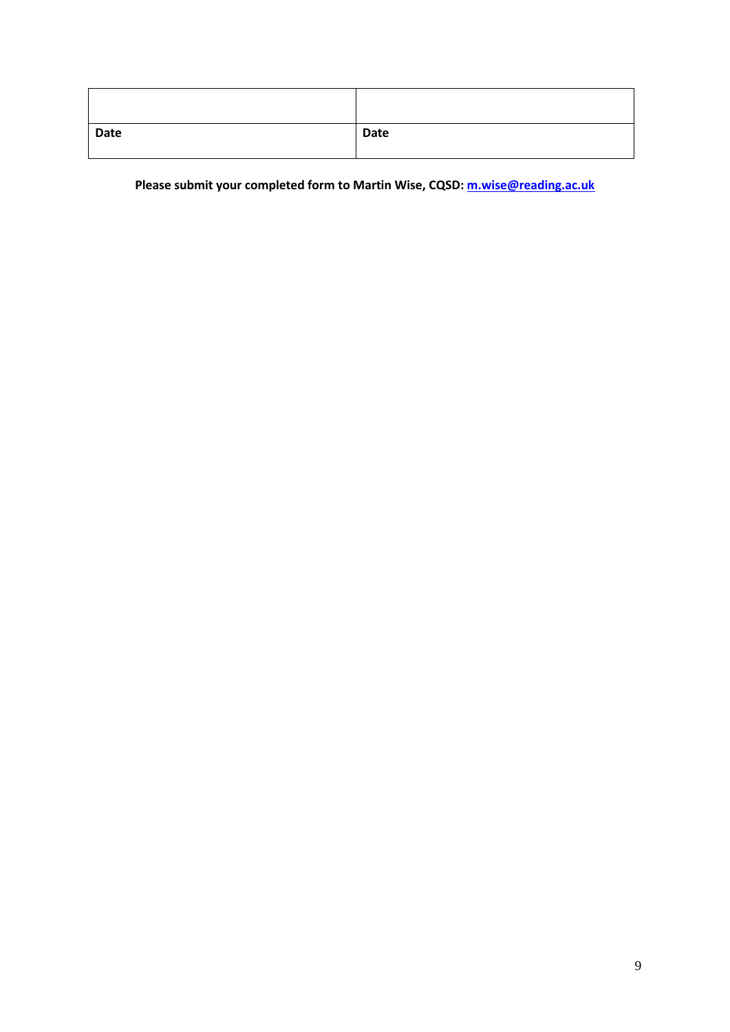| | |
|---|---|
| | |
| **Date** | **Date** |

**Please submit your completed form to Martin Wise, CQSD: m.wise@reading.ac.uk**